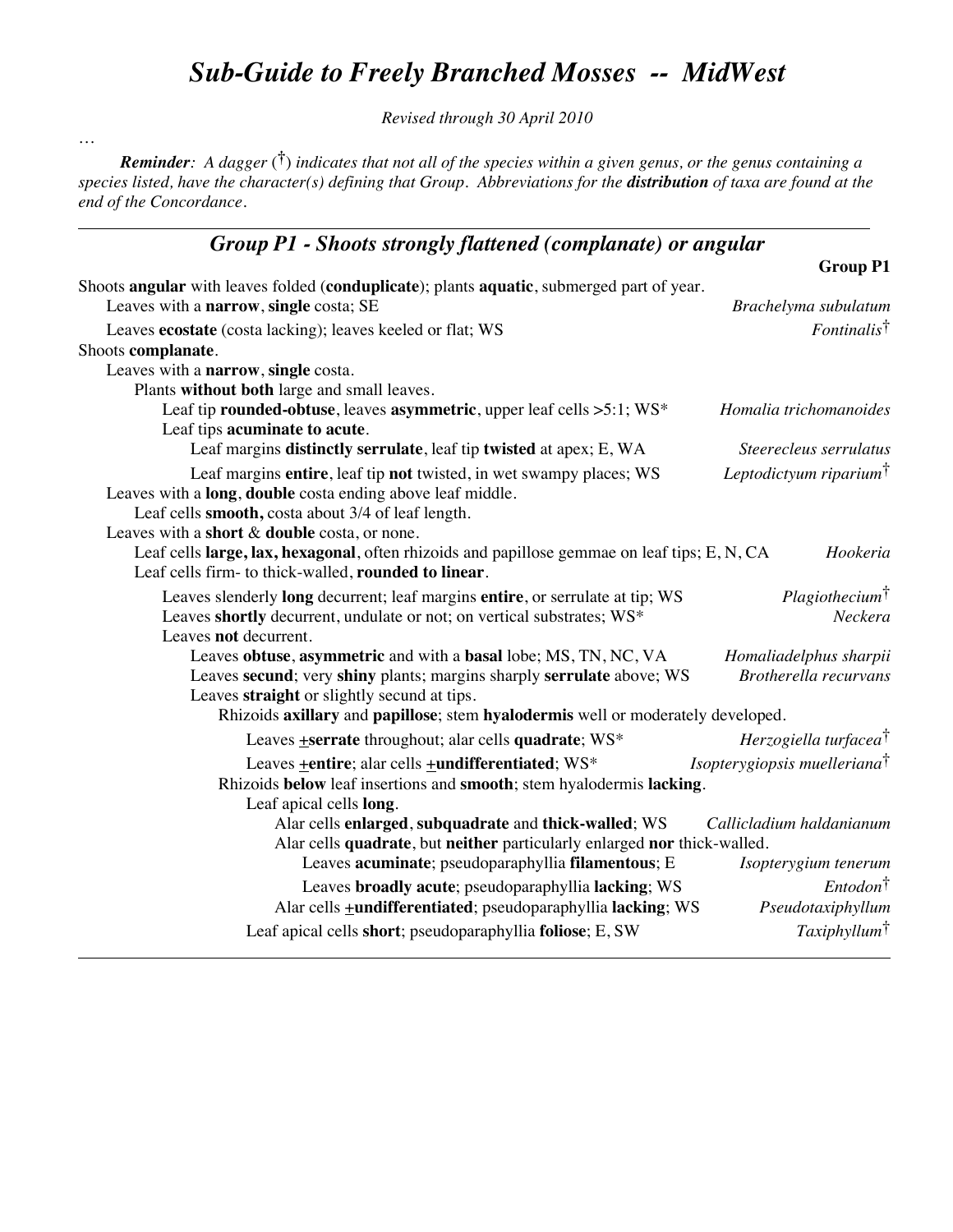# *Sub-Guide to Freely Branched Mosses -- MidWest*

*Revised through 30 April 2010*

…

***Reminder**: A dagger (†) indicates that not all of the species within a given genus, or the genus containing a species listed, have the character(s) defining that Group. Abbreviations for the **distribution** of taxa are found at the end of the Concordance.*

---

## *Group P1 - Shoots strongly flattened (complanate) or angular*

**Group P1**

- Shoots **angular** with leaves folded (**conduplicate**); plants **aquatic**, submerged part of year.
  - Leaves with a **narrow**, **single** costa; SE — *Brachelyma subulatum*
  - Leaves **ecostate** (costa lacking); leaves keeled or flat; WS — *Fontinalis*†
- Shoots **complanate**.
  - Leaves with a **narrow**, **single** costa.
    - Plants **without both** large and small leaves.
      - Leaf tip **rounded-obtuse**, leaves **asymmetric**, upper leaf cells >5:1; WS* — *Homalia trichomanoides*
      - Leaf tips **acuminate to acute**.
        - Leaf margins **distinctly serrulate**, leaf tip **twisted** at apex; E, WA — *Steerecleus serrulatus*
        - Leaf margins **entire**, leaf tip **not** twisted, in wet swampy places; WS — *Leptodictyum riparium*†
  - Leaves with a **long**, **double** costa ending above leaf middle.
    - Leaf cells **smooth,** costa about 3/4 of leaf length.
  - Leaves with a **short** & **double** costa, or none.
    - Leaf cells **large, lax, hexagonal**, often rhizoids and papillose gemmae on leaf tips; E, N, CA — *Hookeria*
    - Leaf cells firm- to thick-walled, **rounded to linear**.
      - Leaves slenderly **long** decurrent; leaf margins **entire**, or serrulate at tip; WS — *Plagiothecium*†
      - Leaves **shortly** decurrent, undulate or not; on vertical substrates; WS* — *Neckera*
      - Leaves **not** decurrent.
        - Leaves **obtuse**, **asymmetric** and with a **basal** lobe; MS, TN, NC, VA — *Homaliadelphus sharpii*
        - Leaves **secund**; very **shiny** plants; margins sharply **serrulate** above; WS — *Brotherella recurvans*
        - Leaves **straight** or slightly secund at tips.
          - Rhizoids **axillary** and **papillose**; stem **hyalodermis** well or moderately developed.
            - Leaves ±**serrate** throughout; alar cells **quadrate**; WS* — *Herzogiella turfacea*†
            - Leaves ±**entire**; alar cells ±**undifferentiated**; WS* — *Isopterygiopsis muelleriana*†
          - Rhizoids **below** leaf insertions and **smooth**; stem hyalodermis **lacking**.
            - Leaf apical cells **long**.
              - Alar cells **enlarged**, **subquadrate** and **thick-walled**; WS — *Callicladium haldanianum*
              - Alar cells **quadrate**, but **neither** particularly enlarged **nor** thick-walled.
                - Leaves **acuminate**; pseudoparaphyllia **filamentous**; E — *Isopterygium tenerum*
                - Leaves **broadly acute**; pseudoparaphyllia **lacking**; WS — *Entodon*†
              - Alar cells ±**undifferentiated**; pseudoparaphyllia **lacking**; WS — *Pseudotaxiphyllum*
            - Leaf apical cells **short**; pseudoparaphyllia **foliose**; E, SW — *Taxiphyllum*†

---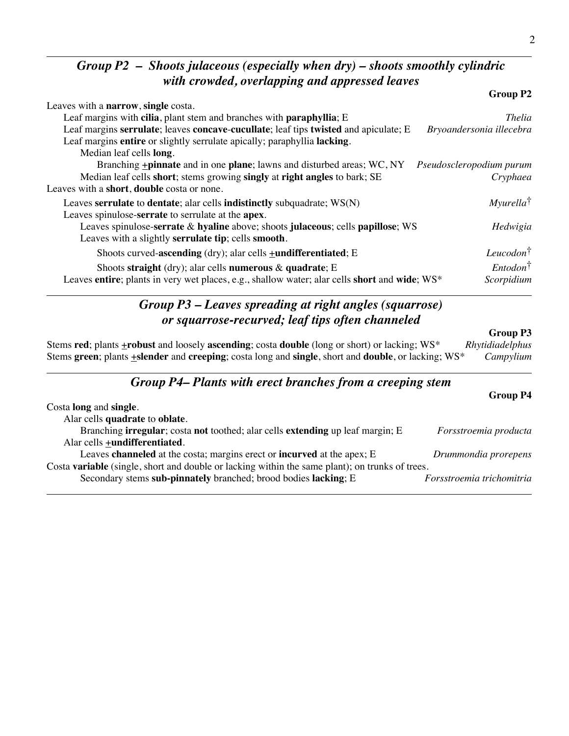## *Group P2 – Shoots julaceous (especially when dry) – shoots smoothly cylindric with crowded, overlapping and appressed leaves*

**Group P2**

Leaves with a **narrow**, **single** costa.

- Leaf margins with **cilia**, plant stem and branches with **paraphyllia**; E — *Thelia*
- Leaf margins **serrulate**; leaves **concave**-**cucullate**; leaf tips **twisted** and apiculate; E — *Bryoandersonia illecebra*
- Leaf margins **entire** or slightly serrulate apically; paraphyllia **lacking**.
  - Median leaf cells **long**.
    - Branching **±pinnate** and in one **plane**; lawns and disturbed areas; WC, NY — *Pseudoscleropodium purum*
  - Median leaf cells **short**; stems growing **singly** at **right angles** to bark; SE — *Cryphaea*

Leaves with a **short**, **double** costa or none.

- Leaves **serrulate** to **dentate**; alar cells **indistinctly** subquadrate; WS(N) — *Myurella*†
- Leaves spinulose-**serrate** to serrulate at the **apex**.
  - Leaves spinulose-**serrate** & **hyaline** above; shoots **julaceous**; cells **papillose**; WS — *Hedwigia*
  - Leaves with a slightly **serrulate tip**; cells **smooth**.
    - Shoots curved-**ascending** (dry); alar cells **±undifferentiated**; E — *Leucodon*†
    - Shoots **straight** (dry); alar cells **numerous** & **quadrate**; E — *Entodon*†
- Leaves **entire**; plants in very wet places, e.g., shallow water; alar cells **short** and **wide**; WS* — *Scorpidium*

## *Group P3 – Leaves spreading at right angles (squarrose) or squarrose-recurved; leaf tips often channeled*

**Group P3**

- Stems **red**; plants **±robust** and loosely **ascending**; costa **double** (long or short) or lacking; WS* — *Rhytidiadelphus*
- Stems **green**; plants **±slender** and **creeping**; costa long and **single**, short and **double**, or lacking; WS* — *Campylium*

## *Group P4– Plants with erect branches from a creeping stem*

**Group P4**

Costa **long** and **single**.

- Alar cells **quadrate** to **oblate**.
  - Branching **irregular**; costa **not** toothed; alar cells **extending** up leaf margin; E — *Forsstroemia producta*
- Alar cells **±undifferentiated**.
  - Leaves **channeled** at the costa; margins erect or **incurved** at the apex; E — *Drummondia prorepens*

Costa **variable** (single, short and double or lacking within the same plant); on trunks of trees.

- Secondary stems **sub-pinnately** branched; brood bodies **lacking**; E — *Forsstroemia trichomitria*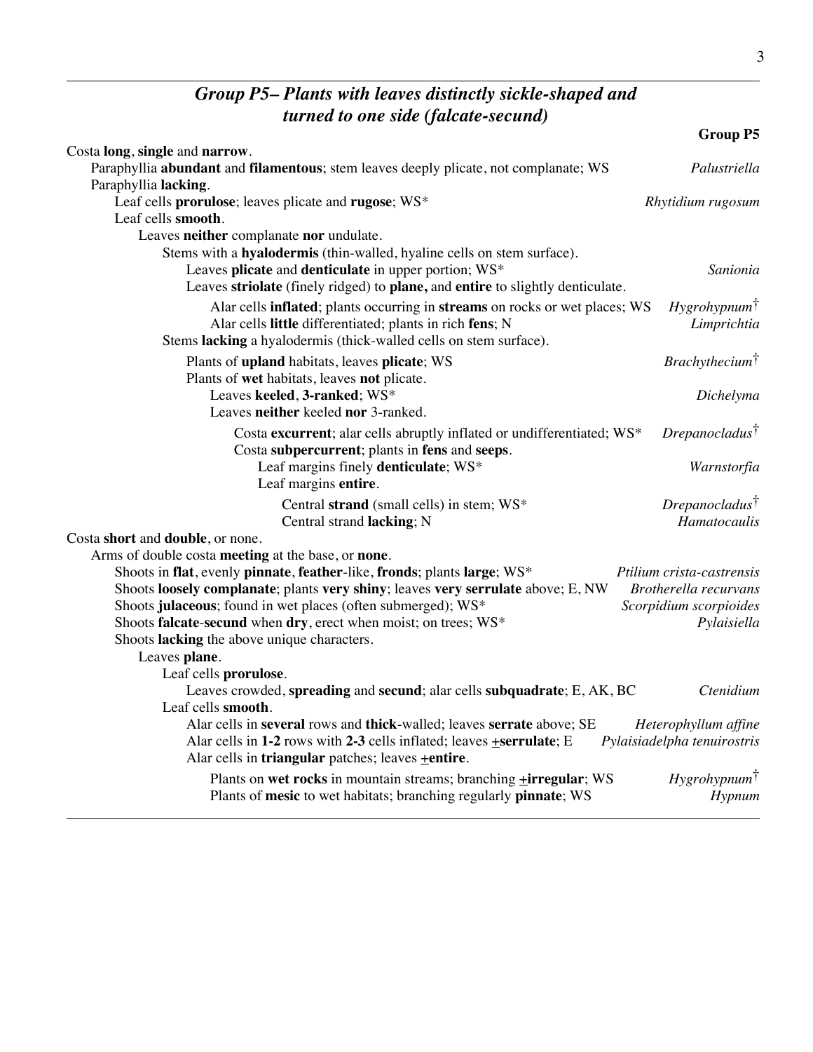## *Group P5– Plants with leaves distinctly sickle-shaped and turned to one side (falcate-secund)*

**Group P5**

- Costa **long**, **single** and **narrow**.
  - Paraphyllia **abundant** and **filamentous**; stem leaves deeply plicate, not complanate; WS — *Palustriella*
  - Paraphyllia **lacking**.
    - Leaf cells **prorulose**; leaves plicate and **rugose**; WS* — *Rhytidium rugosum*
    - Leaf cells **smooth**.
      - Leaves **neither** complanate **nor** undulate.
        - Stems with a **hyalodermis** (thin-walled, hyaline cells on stem surface).
          - Leaves **plicate** and **denticulate** in upper portion; WS* — *Sanionia*
          - Leaves **striolate** (finely ridged) to **plane,** and **entire** to slightly denticulate.
            - Alar cells **inflated**; plants occurring in **streams** on rocks or wet places; WS — *Hygrohypnum*†
            - Alar cells **little** differentiated; plants in rich **fens**; N — *Limprichtia*
        - Stems **lacking** a hyalodermis (thick-walled cells on stem surface).
          - Plants of **upland** habitats, leaves **plicate**; WS — *Brachythecium*†
          - Plants of **wet** habitats, leaves **not** plicate.
            - Leaves **keeled**, **3-ranked**; WS* — *Dichelyma*
            - Leaves **neither** keeled **nor** 3-ranked.
              - Costa **excurrent**; alar cells abruptly inflated or undifferentiated; WS* — *Drepanocladus*†
              - Costa **subpercurrent**; plants in **fens** and **seeps**.
                - Leaf margins finely **denticulate**; WS* — *Warnstorfia*
                - Leaf margins **entire**.
                  - Central **strand** (small cells) in stem; WS* — *Drepanocladus*†
                  - Central strand **lacking**; N — *Hamatocaulis*
- Costa **short** and **double**, or none.
  - Arms of double costa **meeting** at the base, or **none**.
    - Shoots in **flat**, evenly **pinnate**, **feather**-like, **fronds**; plants **large**; WS* — *Ptilium crista-castrensis*
    - Shoots **loosely complanate**; plants **very shiny**; leaves **very serrulate** above; E, NW — *Brotherella recurvans*
    - Shoots **julaceous**; found in wet places (often submerged); WS* — *Scorpidium scorpioides*
    - Shoots **falcate**-**secund** when **dry**, erect when moist; on trees; WS* — *Pylaisiella*
    - Shoots **lacking** the above unique characters.
      - Leaves **plane**.
        - Leaf cells **prorulose**.
          - Leaves crowded, **spreading** and **secund**; alar cells **subquadrate**; E, AK, BC — *Ctenidium*
        - Leaf cells **smooth**.
          - Alar cells in **several** rows and **thick**-walled; leaves **serrate** above; SE — *Heterophyllum affine*
          - Alar cells in **1-2** rows with **2-3** cells inflated; leaves **±serrulate**; E — *Pylaisiadelpha tenuirostris*
          - Alar cells in **triangular** patches; leaves **±entire**.
            - Plants on **wet rocks** in mountain streams; branching **±irregular**; WS — *Hygrohypnum*†
            - Plants of **mesic** to wet habitats; branching regularly **pinnate**; WS — *Hypnum*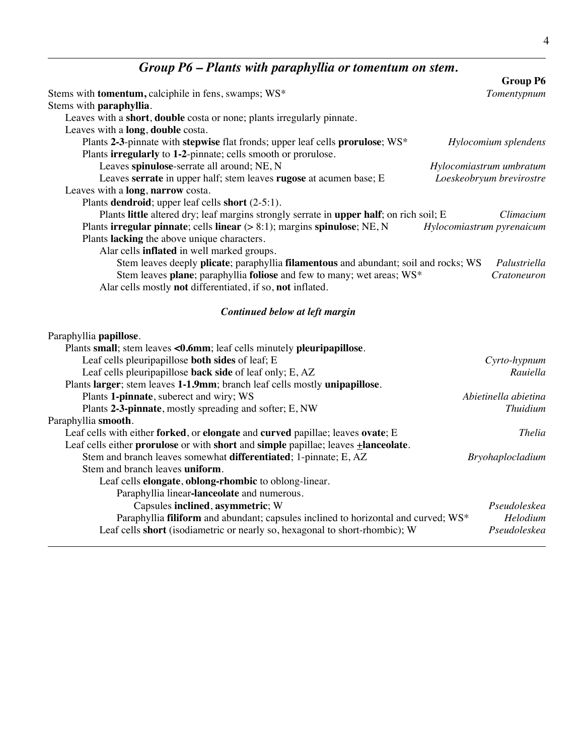## *Group P6 – Plants with paraphyllia or tomentum on stem.*

**Group P6**

Stems with **tomentum,** calciphile in fens, swamps; WS* — *Tomentypnum*
Stems with **paraphyllia**.
  Leaves with a **short**, **double** costa or none; plants irregularly pinnate.
  Leaves with a **long**, **double** costa.
    Plants **2-3**-pinnate with **stepwise** flat fronds; upper leaf cells **prorulose**; WS* — *Hylocomium splendens*
    Plants **irregularly** to **1-2**-pinnate; cells smooth or prorulose.
      Leaves **spinulose**-serrate all around; NE, N — *Hylocomiastrum umbratum*
      Leaves **serrate** in upper half; stem leaves **rugose** at acumen base; E — *Loeskeobryum brevirostre*
  Leaves with a **long**, **narrow** costa.
    Plants **dendroid**; upper leaf cells **short** (2-5:1).
      Plants **little** altered dry; leaf margins strongly serrate in **upper half**; on rich soil; E — *Climacium*
    Plants **irregular pinnate**; cells **linear** (> 8:1); margins **spinulose**; NE, N — *Hylocomiastrum pyrenaicum*
    Plants **lacking** the above unique characters.
      Alar cells **inflated** in well marked groups.
        Stem leaves deeply **plicate**; paraphyllia **filamentous** and abundant; soil and rocks; WS — *Palustriella*
        Stem leaves **plane**; paraphyllia **foliose** and few to many; wet areas; WS* — *Cratoneuron*
      Alar cells mostly **not** differentiated, if so, **not** inflated.

***Continued below at left margin***

Paraphyllia **papillose**.
  Plants **small**; stem leaves **<0.6mm**; leaf cells minutely **pleuripapillose**.
    Leaf cells pleuripapillose **both sides** of leaf; E — *Cyrto-hypnum*
    Leaf cells pleuripapillose **back side** of leaf only; E, AZ — *Rauiella*
  Plants **larger**; stem leaves **1-1.9mm**; branch leaf cells mostly **unipapillose**.
    Plants **1-pinnate**, suberect and wiry; WS — *Abietinella abietina*
    Plants **2-3-pinnate**, mostly spreading and softer; E, NW — *Thuidium*
Paraphyllia **smooth**.
  Leaf cells with either **forked**, or **elongate** and **curved** papillae; leaves **ovate**; E — *Thelia*
  Leaf cells either **prorulose** or with **short** and **simple** papillae; leaves **±lanceolate**.
    Stem and branch leaves somewhat **differentiated**; 1-pinnate; E, AZ — *Bryohaplocladium*
    Stem and branch leaves **uniform**.
      Leaf cells **elongate**, **oblong-rhombic** to oblong-linear.
        Paraphyllia linear-**lanceolate** and numerous.
          Capsules **inclined**, **asymmetric**; W — *Pseudoleskea*
        Paraphyllia **filiform** and abundant; capsules inclined to horizontal and curved; WS* — *Helodium*
      Leaf cells **short** (isodiametric or nearly so, hexagonal to short-rhombic); W — *Pseudoleskea*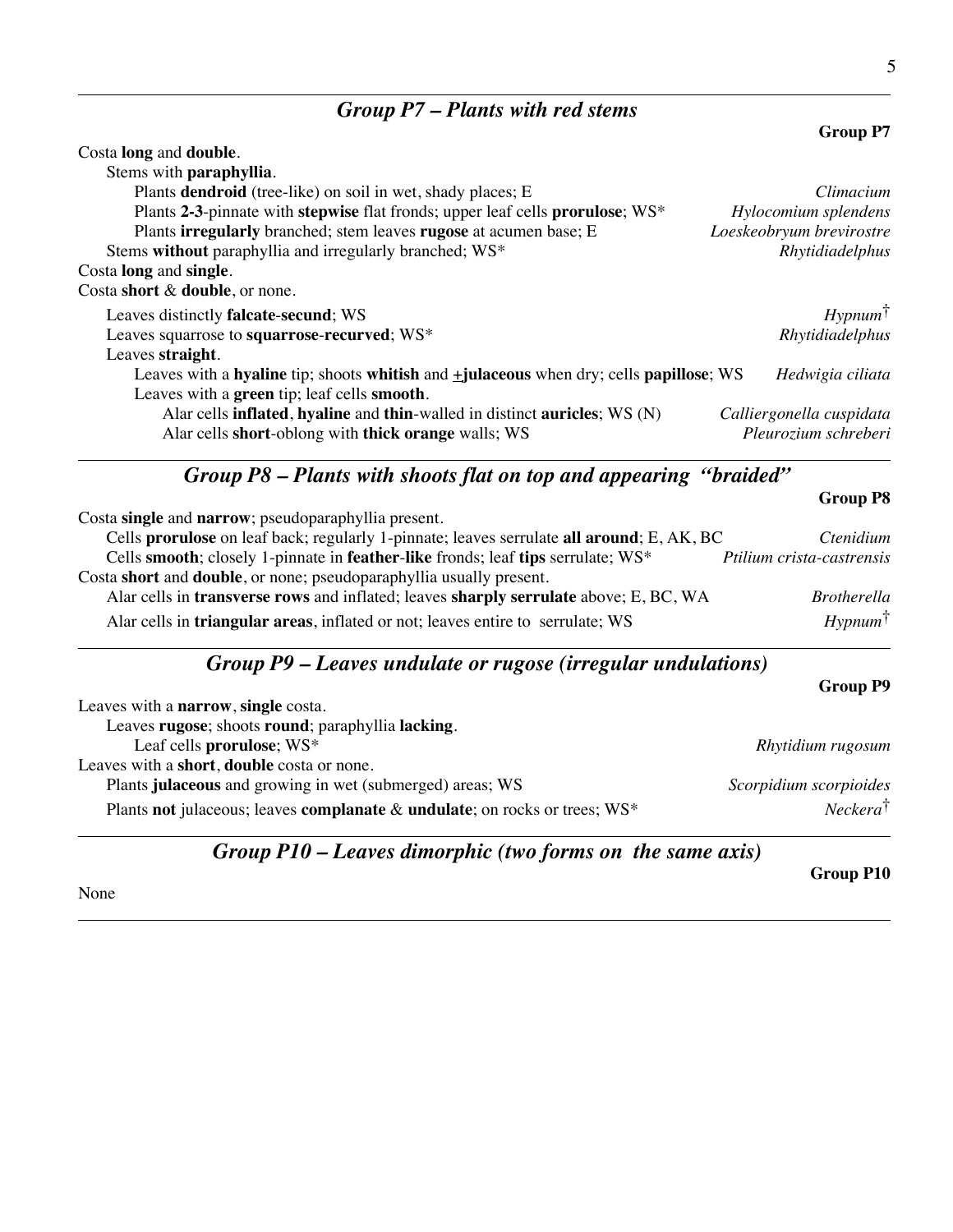## *Group P7 – Plants with red stems*

**Group P7**

Costa **long** and **double**.
- Stems with **paraphyllia**.
  - Plants **dendroid** (tree-like) on soil in wet, shady places; E — *Climacium*
  - Plants **2-3**-pinnate with **stepwise** flat fronds; upper leaf cells **prorulose**; WS* — *Hylocomium splendens*
  - Plants **irregularly** branched; stem leaves **rugose** at acumen base; E — *Loeskeobryum brevirostre*
- Stems **without** paraphyllia and irregularly branched; WS* — *Rhytidiadelphus*

Costa **long** and **single**.

Costa **short** & **double**, or none.
- Leaves distinctly **falcate**-**secund**; WS — *Hypnum*†
- Leaves squarrose to **squarrose**-**recurved**; WS* — *Rhytidiadelphus*
- Leaves **straight**.
  - Leaves with a **hyaline** tip; shoots **whitish** and **±julaceous** when dry; cells **papillose**; WS — *Hedwigia ciliata*
  - Leaves with a **green** tip; leaf cells **smooth**.
    - Alar cells **inflated**, **hyaline** and **thin**-walled in distinct **auricles**; WS (N) — *Calliergonella cuspidata*
    - Alar cells **short**-oblong with **thick orange** walls; WS — *Pleurozium schreberi*

## *Group P8 – Plants with shoots flat on top and appearing "braided"*

**Group P8**

Costa **single** and **narrow**; pseudoparaphyllia present.
- Cells **prorulose** on leaf back; regularly 1-pinnate; leaves serrulate **all around**; E, AK, BC — *Ctenidium*
- Cells **smooth**; closely 1-pinnate in **feather**-**like** fronds; leaf **tips** serrulate; WS* — *Ptilium crista-castrensis*

Costa **short** and **double**, or none; pseudoparaphyllia usually present.
- Alar cells in **transverse rows** and inflated; leaves **sharply serrulate** above; E, BC, WA — *Brotherella*
- Alar cells in **triangular areas**, inflated or not; leaves entire to serrulate; WS — *Hypnum*†

## *Group P9 – Leaves undulate or rugose (irregular undulations)*

**Group P9**

Leaves with a **narrow**, **single** costa.
- Leaves **rugose**; shoots **round**; paraphyllia **lacking**.
  - Leaf cells **prorulose**; WS* — *Rhytidium rugosum*

Leaves with a **short**, **double** costa or none.
- Plants **julaceous** and growing in wet (submerged) areas; WS — *Scorpidium scorpioides*
- Plants **not** julaceous; leaves **complanate** & **undulate**; on rocks or trees; WS* — *Neckera*†

## *Group P10 – Leaves dimorphic (two forms on the same axis)*

**Group P10**

None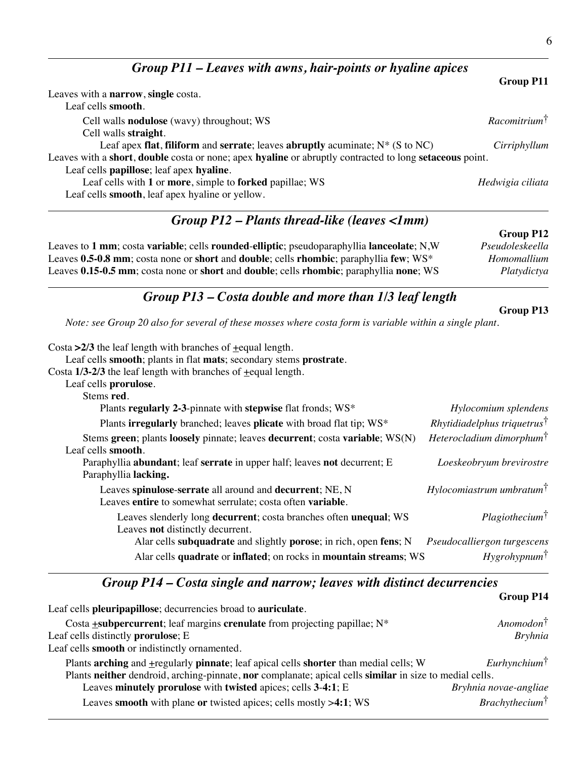## *Group P11 – Leaves with awns, hair-points or hyaline apices*

**Group P11**

Leaves with a **narrow**, **single** costa.
  Leaf cells **smooth**.
    Cell walls **nodulose** (wavy) throughout; WS — *Racomitrium*†
    Cell walls **straight**.
      Leaf apex **flat**, **filiform** and **serrate**; leaves **abruptly** acuminate; N* (S to NC) — *Cirriphyllum*
Leaves with a **short**, **double** costa or none; apex **hyaline** or abruptly contracted to long **setaceous** point.
  Leaf cells **papillose**; leaf apex **hyaline**.
    Leaf cells with **1** or **more**, simple to **forked** papillae; WS — *Hedwigia ciliata*
  Leaf cells **smooth**, leaf apex hyaline or yellow.

## *Group P12 – Plants thread-like (leaves <1mm)*

**Group P12**

Leaves to **1 mm**; costa **variable**; cells **rounded**-**elliptic**; pseudoparaphyllia **lanceolate**; N,W — *Pseudoleskeella*
Leaves **0.5-0.8 mm**; costa none or **short** and **double**; cells **rhombic**; paraphyllia **few**; WS* — *Homomallium*
Leaves **0.15-0.5 mm**; costa none or **short** and **double**; cells **rhombic**; paraphyllia **none**; WS — *Platydictya*

## *Group P13 – Costa double and more than 1/3 leaf length*

**Group P13**

*Note: see Group 20 also for several of these mosses where costa form is variable within a single plant.*

Costa **>2/3** the leaf length with branches of ±equal length.
  Leaf cells **smooth**; plants in flat **mats**; secondary stems **prostrate**.
Costa **1/3-2/3** the leaf length with branches of ±equal length.
  Leaf cells **prorulose**.
    Stems **red**.
      Plants **regularly 2-3**-pinnate with **stepwise** flat fronds; WS* — *Hylocomium splendens*
      Plants **irregularly** branched; leaves **plicate** with broad flat tip; WS* — *Rhytidiadelphus triquetrus*†
    Stems **green**; plants **loosely** pinnate; leaves **decurrent**; costa **variable**; WS(N) — *Heterocladium dimorphum*†
  Leaf cells **smooth**.
    Paraphyllia **abundant**; leaf **serrate** in upper half; leaves **not** decurrent; E — *Loeskeobryum brevirostre*
    Paraphyllia **lacking.**
      Leaves **spinulose**-**serrate** all around and **decurrent**; NE, N — *Hylocomiastrum umbratum*†
      Leaves **entire** to somewhat serrulate; costa often **variable**.
        Leaves slenderly long **decurrent**; costa branches often **unequal**; WS — *Plagiothecium*†
        Leaves **not** distinctly decurrent.
          Alar cells **subquadrate** and slightly **porose**; in rich, open **fens**; N — *Pseudocalliergon turgescens*
          Alar cells **quadrate** or **inflated**; on rocks in **mountain streams**; WS — *Hygrohypnum*†

## *Group P14 – Costa single and narrow; leaves with distinct decurrencies*

**Group P14**

Leaf cells **pleuripapillose**; decurrencies broad to **auriculate**.
  Costa ±**subpercurrent**; leaf margins **crenulate** from projecting papillae; N* — *Anomodon*†
Leaf cells distinctly **prorulose**; E — *Bryhnia*
Leaf cells **smooth** or indistinctly ornamented.
  Plants **arching** and ±regularly **pinnate**; leaf apical cells **shorter** than medial cells; W — *Eurhynchium*†
  Plants **neither** dendroid, arching-pinnate, **nor** complanate; apical cells **similar** in size to medial cells.
    Leaves **minutely prorulose** with **twisted** apices; cells **3**-**4:1**; E — *Bryhnia novae-angliae*
    Leaves **smooth** with plane **or** twisted apices; cells mostly **>4:1**; WS — *Brachythecium*†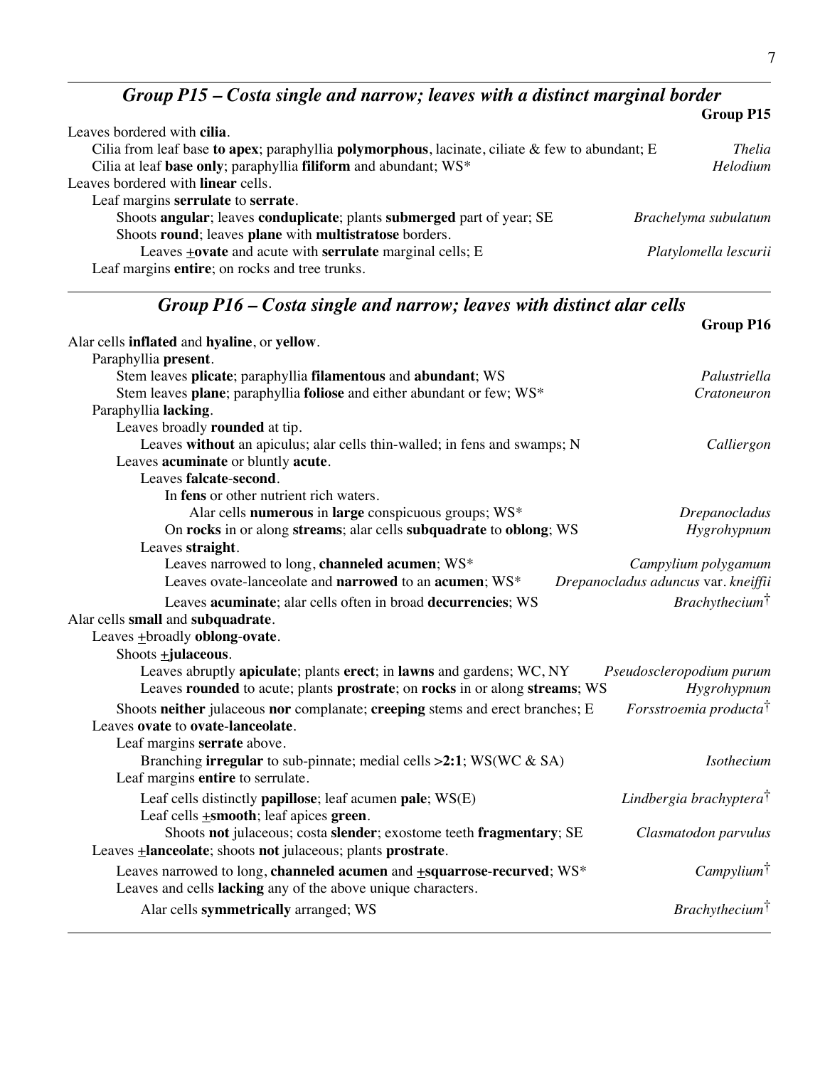## *Group P15 – Costa single and narrow; leaves with a distinct marginal border*

**Group P15**

Leaves bordered with **cilia**.
  Cilia from leaf base **to apex**; paraphyllia **polymorphous**, lacinate, ciliate & few to abundant; E — *Thelia*
  Cilia at leaf **base only**; paraphyllia **filiform** and abundant; WS* — *Helodium*
Leaves bordered with **linear** cells.
  Leaf margins **serrulate** to **serrate**.
    Shoots **angular**; leaves **conduplicate**; plants **submerged** part of year; SE — *Brachelyma subulatum*
    Shoots **round**; leaves **plane** with **multistratose** borders.
      Leaves **±ovate** and acute with **serrulate** marginal cells; E — *Platylomella lescurii*
  Leaf margins **entire**; on rocks and tree trunks.

## *Group P16 – Costa single and narrow; leaves with distinct alar cells*

**Group P16**

Alar cells **inflated** and **hyaline**, or **yellow**.
  Paraphyllia **present**.
    Stem leaves **plicate**; paraphyllia **filamentous** and **abundant**; WS — *Palustriella*
    Stem leaves **plane**; paraphyllia **foliose** and either abundant or few; WS* — *Cratoneuron*
  Paraphyllia **lacking**.
    Leaves broadly **rounded** at tip.
      Leaves **without** an apiculus; alar cells thin-walled; in fens and swamps; N — *Calliergon*
    Leaves **acuminate** or bluntly **acute**.
      Leaves **falcate**-**second**.
        In **fens** or other nutrient rich waters.
          Alar cells **numerous** in **large** conspicuous groups; WS* — *Drepanocladus*
        On **rocks** in or along **streams**; alar cells **subquadrate** to **oblong**; WS — *Hygrohypnum*
      Leaves **straight**.
        Leaves narrowed to long, **channeled acumen**; WS* — *Campylium polygamum*
        Leaves ovate-lanceolate and **narrowed** to an **acumen**; WS* — *Drepanocladus aduncus* var. *kneiffii*
        Leaves **acuminate**; alar cells often in broad **decurrencies**; WS — *Brachythecium*†
Alar cells **small** and **subquadrate**.
  Leaves **±**broadly **oblong**-**ovate**.
    Shoots **±julaceous**.
      Leaves abruptly **apiculate**; plants **erect**; in **lawns** and gardens; WC, NY — *Pseudoscleropodium purum*
      Leaves **rounded** to acute; plants **prostrate**; on **rocks** in or along **streams**; WS — *Hygrohypnum*
    Shoots **neither** julaceous **nor** complanate; **creeping** stems and erect branches; E — *Forsstroemia producta*†
  Leaves **ovate** to **ovate**-**lanceolate**.
    Leaf margins **serrate** above.
      Branching **irregular** to sub-pinnate; medial cells >**2:1**; WS(WC & SA) — *Isothecium*
    Leaf margins **entire** to serrulate.
      Leaf cells distinctly **papillose**; leaf acumen **pale**; WS(E) — *Lindbergia brachyptera*†
      Leaf cells **±smooth**; leaf apices **green**.
        Shoots **not** julaceous; costa **slender**; exostome teeth **fragmentary**; SE — *Clasmatodon parvulus*
  Leaves **±lanceolate**; shoots **not** julaceous; plants **prostrate**.
    Leaves narrowed to long, **channeled acumen** and **±squarrose**-**recurved**; WS* — *Campylium*†
    Leaves and cells **lacking** any of the above unique characters.
      Alar cells **symmetrically** arranged; WS — *Brachythecium*†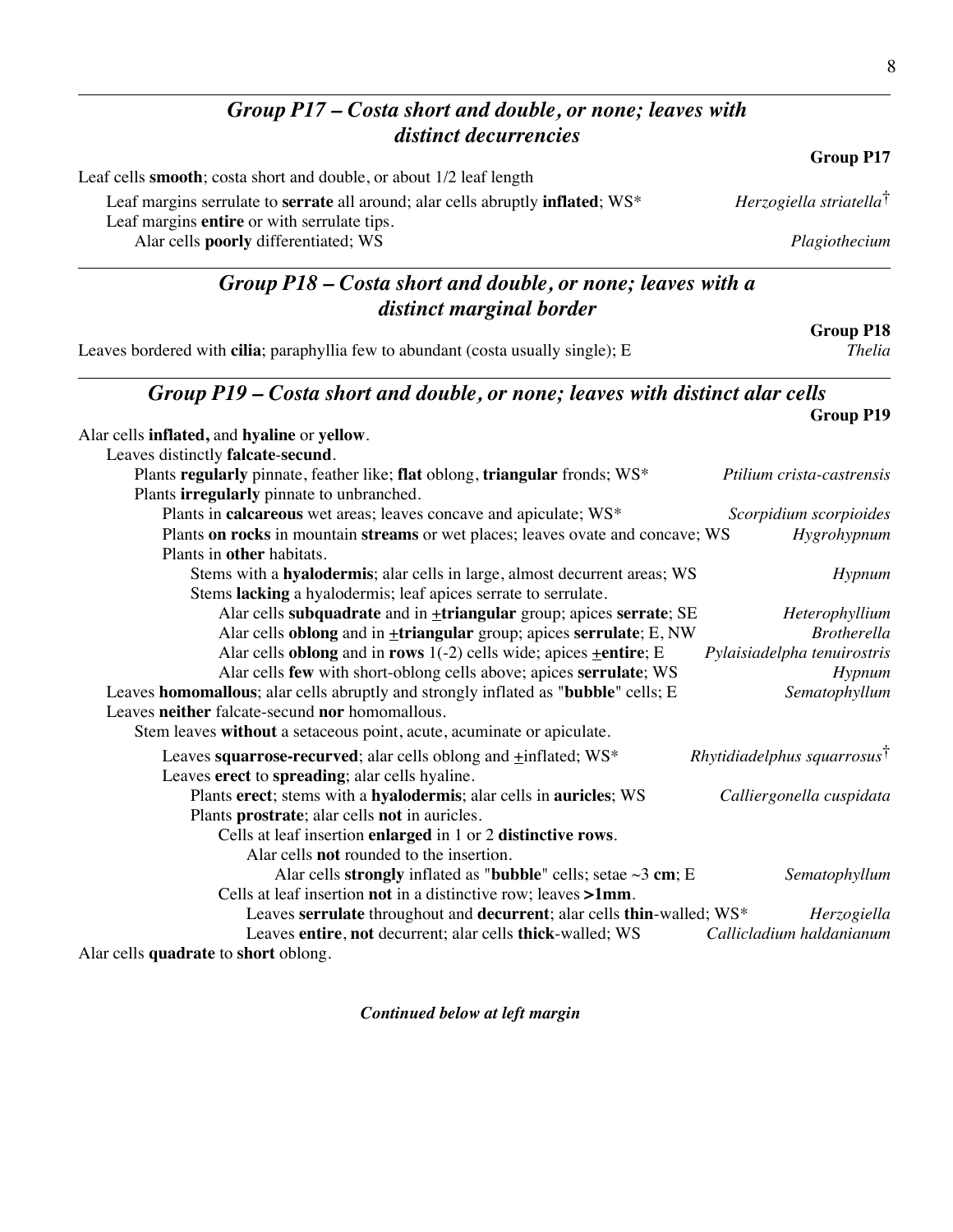## *Group P17 – Costa short and double, or none; leaves with distinct decurrencies*

**Group P17**

Leaf cells **smooth**; costa short and double, or about 1/2 leaf length

- Leaf margins serrulate to **serrate** all around; alar cells abruptly **inflated**; WS* — *Herzogiella striatella*†
- Leaf margins **entire** or with serrulate tips.
  - Alar cells **poorly** differentiated; WS — *Plagiothecium*

## *Group P18 – Costa short and double, or none; leaves with a distinct marginal border*

**Group P18**

Leaves bordered with **cilia**; paraphyllia few to abundant (costa usually single); E — *Thelia*

## *Group P19 – Costa short and double, or none; leaves with distinct alar cells*

**Group P19**

Alar cells **inflated,** and **hyaline** or **yellow**.

- Leaves distinctly **falcate**-**secund**.
  - Plants **regularly** pinnate, feather like; **flat** oblong, **triangular** fronds; WS* — *Ptilium crista-castrensis*
  - Plants **irregularly** pinnate to unbranched.
    - Plants in **calcareous** wet areas; leaves concave and apiculate; WS* — *Scorpidium scorpioides*
    - Plants **on rocks** in mountain **streams** or wet places; leaves ovate and concave; WS — *Hygrohypnum*
    - Plants in **other** habitats.
      - Stems with a **hyalodermis**; alar cells in large, almost decurrent areas; WS — *Hypnum*
      - Stems **lacking** a hyalodermis; leaf apices serrate to serrulate.
        - Alar cells **subquadrate** and in ±**triangular** group; apices **serrate**; SE — *Heterophyllium*
        - Alar cells **oblong** and in ±**triangular** group; apices **serrulate**; E, NW — *Brotherella*
        - Alar cells **oblong** and in **rows** 1(-2) cells wide; apices ±**entire**; E — *Pylaisiadelpha tenuirostris*
        - Alar cells **few** with short-oblong cells above; apices **serrulate**; WS — *Hypnum*
- Leaves **homomallous**; alar cells abruptly and strongly inflated as "**bubble**" cells; E — *Sematophyllum*
- Leaves **neither** falcate-secund **nor** homomallous.
  - Stem leaves **without** a setaceous point, acute, acuminate or apiculate.
    - Leaves **squarrose-recurved**; alar cells oblong and ±inflated; WS* — *Rhytidiadelphus squarrosus*†
    - Leaves **erect** to **spreading**; alar cells hyaline.
      - Plants **erect**; stems with a **hyalodermis**; alar cells in **auricles**; WS — *Calliergonella cuspidata*
      - Plants **prostrate**; alar cells **not** in auricles.
        - Cells at leaf insertion **enlarged** in 1 or 2 **distinctive rows**.
          - Alar cells **not** rounded to the insertion.
            - Alar cells **strongly** inflated as "**bubble**" cells; setae ~3 **cm**; E — *Sematophyllum*
        - Cells at leaf insertion **not** in a distinctive row; leaves **>1mm**.
          - Leaves **serrulate** throughout and **decurrent**; alar cells **thin**-walled; WS* — *Herzogiella*
          - Leaves **entire**, **not** decurrent; alar cells **thick**-walled; WS — *Callicladium haldanianum*

Alar cells **quadrate** to **short** oblong.

***Continued below at left margin***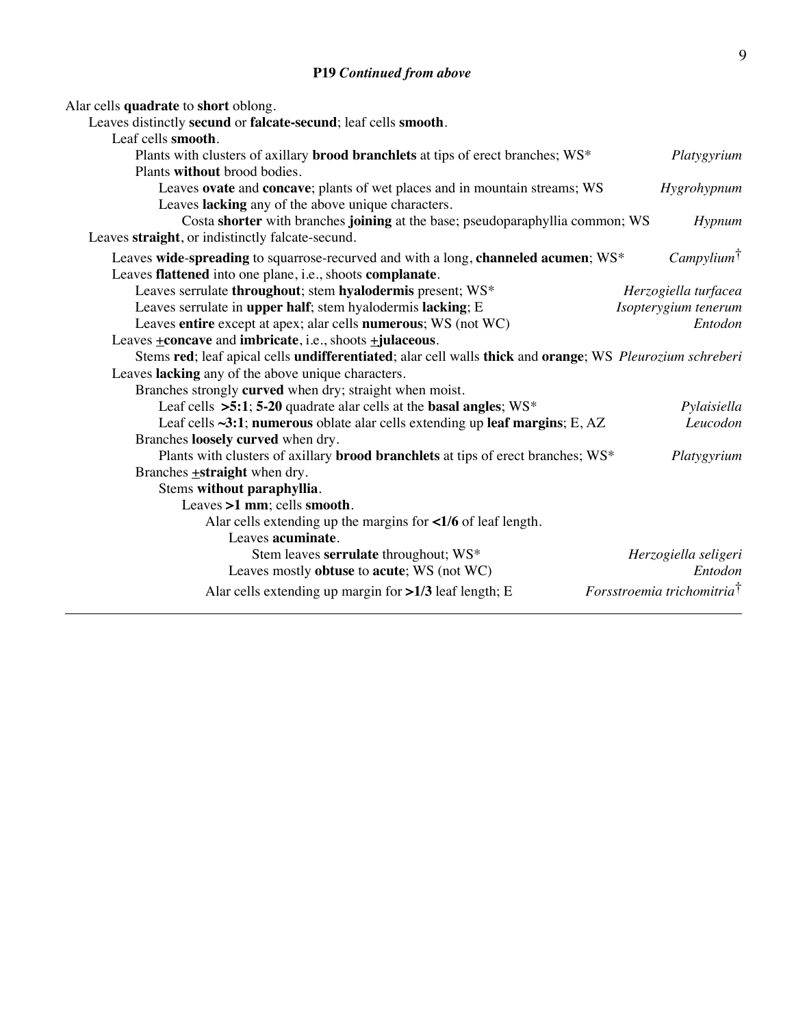## **P19** ***Continued from above***

Alar cells **quadrate** to **short** oblong.
 Leaves distinctly **secund** or **falcate-secund**; leaf cells **smooth**.
  Leaf cells **smooth**.
   Plants with clusters of axillary **brood branchlets** at tips of erect branches; WS* — *Platygyrium*
   Plants **without** brood bodies.
    Leaves **ovate** and **concave**; plants of wet places and in mountain streams; WS — *Hygrohypnum*
    Leaves **lacking** any of the above unique characters.
     Costa **shorter** with branches **joining** at the base; pseudoparaphyllia common; WS — *Hypnum*
 Leaves **straight**, or indistinctly falcate-secund.
  Leaves **wide-spreading** to squarrose-recurved and with a long, **channeled acumen**; WS* — *Campylium*†
  Leaves **flattened** into one plane, i.e., shoots **complanate**.
   Leaves serrulate **throughout**; stem **hyalodermis** present; WS* — *Herzogiella turfacea*
   Leaves serrulate in **upper half**; stem hyalodermis **lacking**; E — *Isopterygium tenerum*
   Leaves **entire** except at apex; alar cells **numerous**; WS (not WC) — *Entodon*
  Leaves **±concave** and **imbricate**, i.e., shoots **±julaceous**.
   Stems **red**; leaf apical cells **undifferentiated**; alar cell walls **thick** and **orange**; WS — *Pleurozium schreberi*
  Leaves **lacking** any of the above unique characters.
   Branches strongly **curved** when dry; straight when moist.
    Leaf cells **>5:1**; **5-20** quadrate alar cells at the **basal angles**; WS* — *Pylaisiella*
    Leaf cells **~3:1**; **numerous** oblate alar cells extending up **leaf margins**; E, AZ — *Leucodon*
   Branches **loosely curved** when dry.
    Plants with clusters of axillary **brood branchlets** at tips of erect branches; WS* — *Platygyrium*
   Branches **±straight** when dry.
    Stems **without paraphyllia**.
     Leaves **>1 mm**; cells **smooth**.
      Alar cells extending up the margins for **<1/6** of leaf length.
       Leaves **acuminate**.
        Stem leaves **serrulate** throughout; WS* — *Herzogiella seligeri*
       Leaves mostly **obtuse** to **acute**; WS (not WC) — *Entodon*
      Alar cells extending up margin for **>1/3** leaf length; E — *Forsstroemia trichomitria*†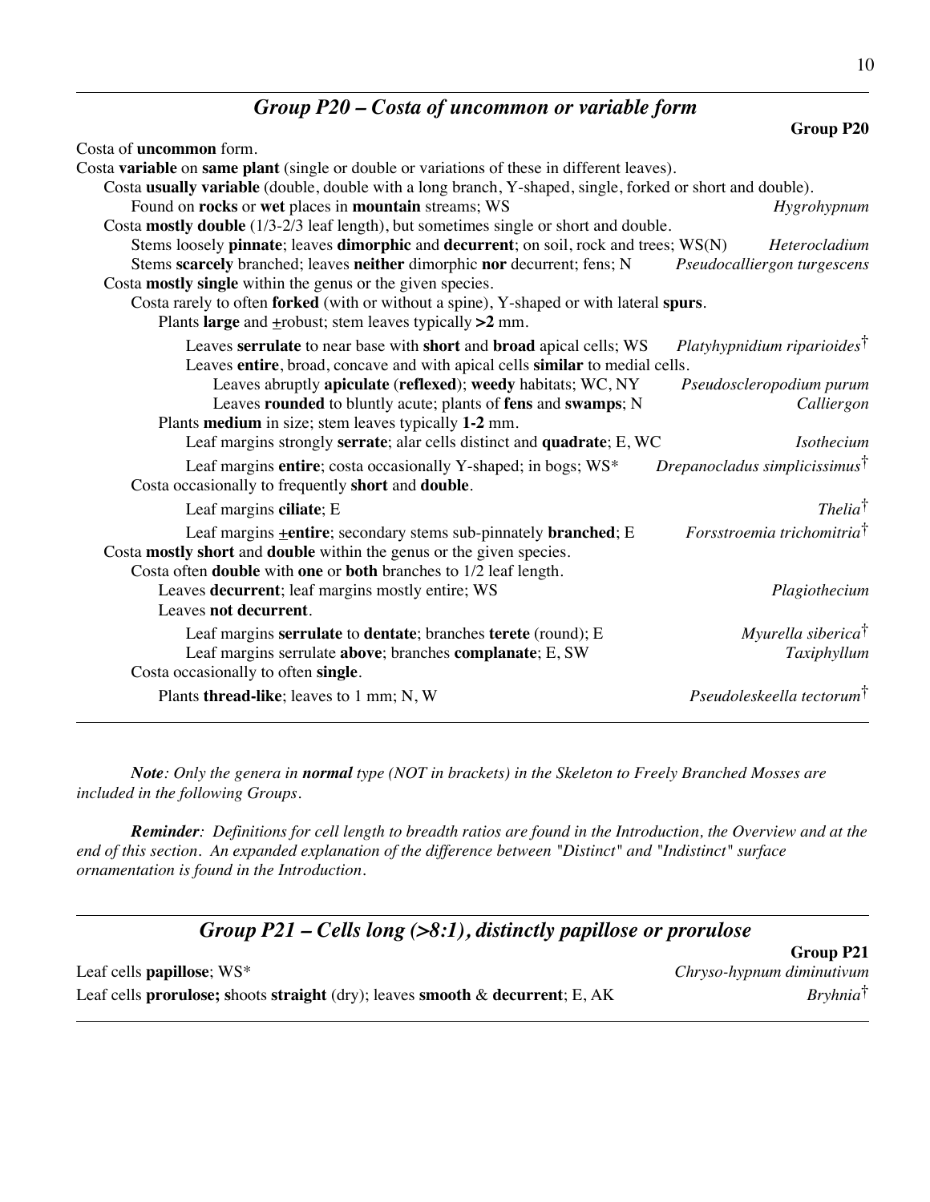## *Group P20 – Costa of uncommon or variable form*

**Group P20**

Costa of **uncommon** form.

Costa **variable** on **same plant** (single or double or variations of these in different leaves).

- Costa **usually variable** (double, double with a long branch, Y-shaped, single, forked or short and double).
  - Found on **rocks** or **wet** places in **mountain** streams; WS — *Hygrohypnum*
- Costa **mostly double** (1/3-2/3 leaf length), but sometimes single or short and double.
  - Stems loosely **pinnate**; leaves **dimorphic** and **decurrent**; on soil, rock and trees; WS(N) — *Heterocladium*
  - Stems **scarcely** branched; leaves **neither** dimorphic **nor** decurrent; fens; N — *Pseudocalliergon turgescens*
- Costa **mostly single** within the genus or the given species.
  - Costa rarely to often **forked** (with or without a spine), Y-shaped or with lateral **spurs**.
    - Plants **large** and ±robust; stem leaves typically **>2** mm.
      - Leaves **serrulate** to near base with **short** and **broad** apical cells; WS — *Platyhypnidium riparioides*†
      - Leaves **entire**, broad, concave and with apical cells **similar** to medial cells.
        - Leaves abruptly **apiculate** (**reflexed**); **weedy** habitats; WC, NY — *Pseudoscleropodium purum*
        - Leaves **rounded** to bluntly acute; plants of **fens** and **swamps**; N — *Calliergon*
    - Plants **medium** in size; stem leaves typically **1-2** mm.
      - Leaf margins strongly **serrate**; alar cells distinct and **quadrate**; E, WC — *Isothecium*
      - Leaf margins **entire**; costa occasionally Y-shaped; in bogs; WS* — *Drepanocladus simplicissimus*†
  - Costa occasionally to frequently **short** and **double**.
    - Leaf margins **ciliate**; E — *Thelia*†
    - Leaf margins ±**entire**; secondary stems sub-pinnately **branched**; E — *Forsstroemia trichomitria*†
- Costa **mostly short** and **double** within the genus or the given species.
  - Costa often **double** with **one** or **both** branches to 1/2 leaf length.
    - Leaves **decurrent**; leaf margins mostly entire; WS — *Plagiothecium*
    - Leaves **not decurrent**.
      - Leaf margins **serrulate** to **dentate**; branches **terete** (round); E — *Myurella siberica*†
      - Leaf margins serrulate **above**; branches **complanate**; E, SW — *Taxiphyllum*
  - Costa occasionally to often **single**.
    - Plants **thread-like**; leaves to 1 mm; N, W — *Pseudoleskeella tectorum*†

***Note**: Only the genera in **normal** type (NOT in brackets) in the Skeleton to Freely Branched Mosses are included in the following Groups.*

***Reminder**: Definitions for cell length to breadth ratios are found in the Introduction, the Overview and at the end of this section. An expanded explanation of the difference between "Distinct" and "Indistinct" surface ornamentation is found in the Introduction.*

## *Group P21 – Cells long (>8:1), distinctly papillose or prorulose*

**Group P21**

- Leaf cells **papillose**; WS* — *Chryso-hypnum diminutivum*
- Leaf cells **prorulose; s**hoots **straight** (dry); leaves **smooth** & **decurrent**; E, AK — *Bryhnia*†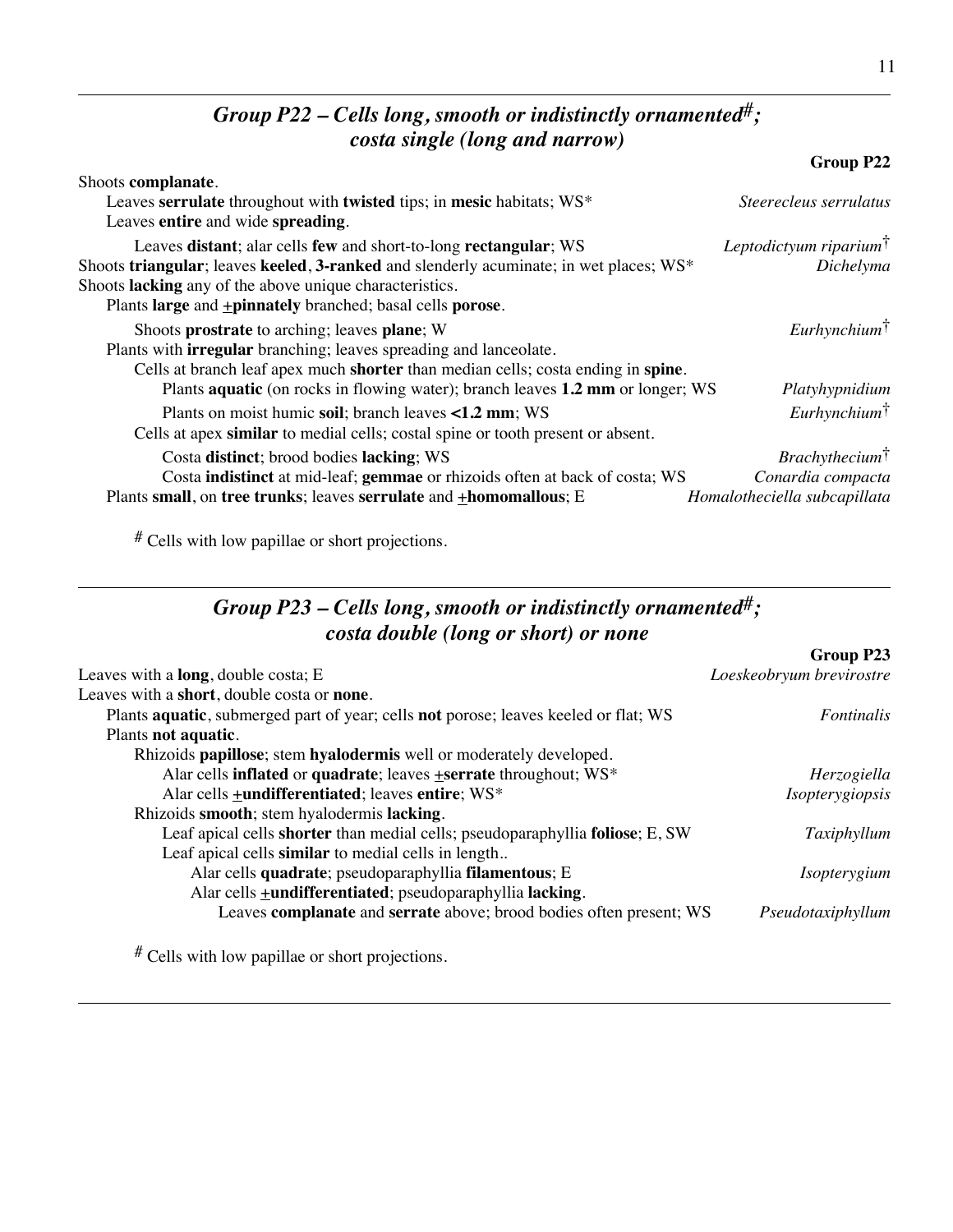## *Group P22 – Cells long, smooth or indistinctly ornamented#; costa single (long and narrow)*

**Group P22**

Shoots **complanate**.
- Leaves **serrulate** throughout with **twisted** tips; in **mesic** habitats; WS* — *Steerecleus serrulatus*
- Leaves **entire** and wide **spreading**.
  - Leaves **distant**; alar cells **few** and short-to-long **rectangular**; WS — *Leptodictyum riparium*†

Shoots **triangular**; leaves **keeled**, **3-ranked** and slenderly acuminate; in wet places; WS* — *Dichelyma*

Shoots **lacking** any of the above unique characteristics.
- Plants **large** and ±**pinnately** branched; basal cells **porose**.
  - Shoots **prostrate** to arching; leaves **plane**; W — *Eurhynchium*†
- Plants with **irregular** branching; leaves spreading and lanceolate.
  - Cells at branch leaf apex much **shorter** than median cells; costa ending in **spine**.
    - Plants **aquatic** (on rocks in flowing water); branch leaves **1.2 mm** or longer; WS — *Platyhypnidium*
    - Plants on moist humic **soil**; branch leaves **<1.2 mm**; WS — *Eurhynchium*†
  - Cells at apex **similar** to medial cells; costal spine or tooth present or absent.
    - Costa **distinct**; brood bodies **lacking**; WS — *Brachythecium*†
    - Costa **indistinct** at mid-leaf; **gemmae** or rhizoids often at back of costa; WS — *Conardia compacta*
- Plants **small**, on **tree trunks**; leaves **serrulate** and ±**homomallous**; E — *Homalotheciella subcapillata*

# Cells with low papillae or short projections.

## *Group P23 – Cells long, smooth or indistinctly ornamented#; costa double (long or short) or none*

**Group P23**

Leaves with a **long**, double costa; E — *Loeskeobryum brevirostre*

Leaves with a **short**, double costa or **none**.
- Plants **aquatic**, submerged part of year; cells **not** porose; leaves keeled or flat; WS — *Fontinalis*
- Plants **not aquatic**.
  - Rhizoids **papillose**; stem **hyalodermis** well or moderately developed.
    - Alar cells **inflated** or **quadrate**; leaves ±**serrate** throughout; WS* — *Herzogiella*
    - Alar cells ±**undifferentiated**; leaves **entire**; WS* — *Isopterygiopsis*
  - Rhizoids **smooth**; stem hyalodermis **lacking**.
    - Leaf apical cells **shorter** than medial cells; pseudoparaphyllia **foliose**; E, SW — *Taxiphyllum*
    - Leaf apical cells **similar** to medial cells in length..
      - Alar cells **quadrate**; pseudoparaphyllia **filamentous**; E — *Isopterygium*
      - Alar cells ±**undifferentiated**; pseudoparaphyllia **lacking**.
        - Leaves **complanate** and **serrate** above; brood bodies often present; WS — *Pseudotaxiphyllum*

# Cells with low papillae or short projections.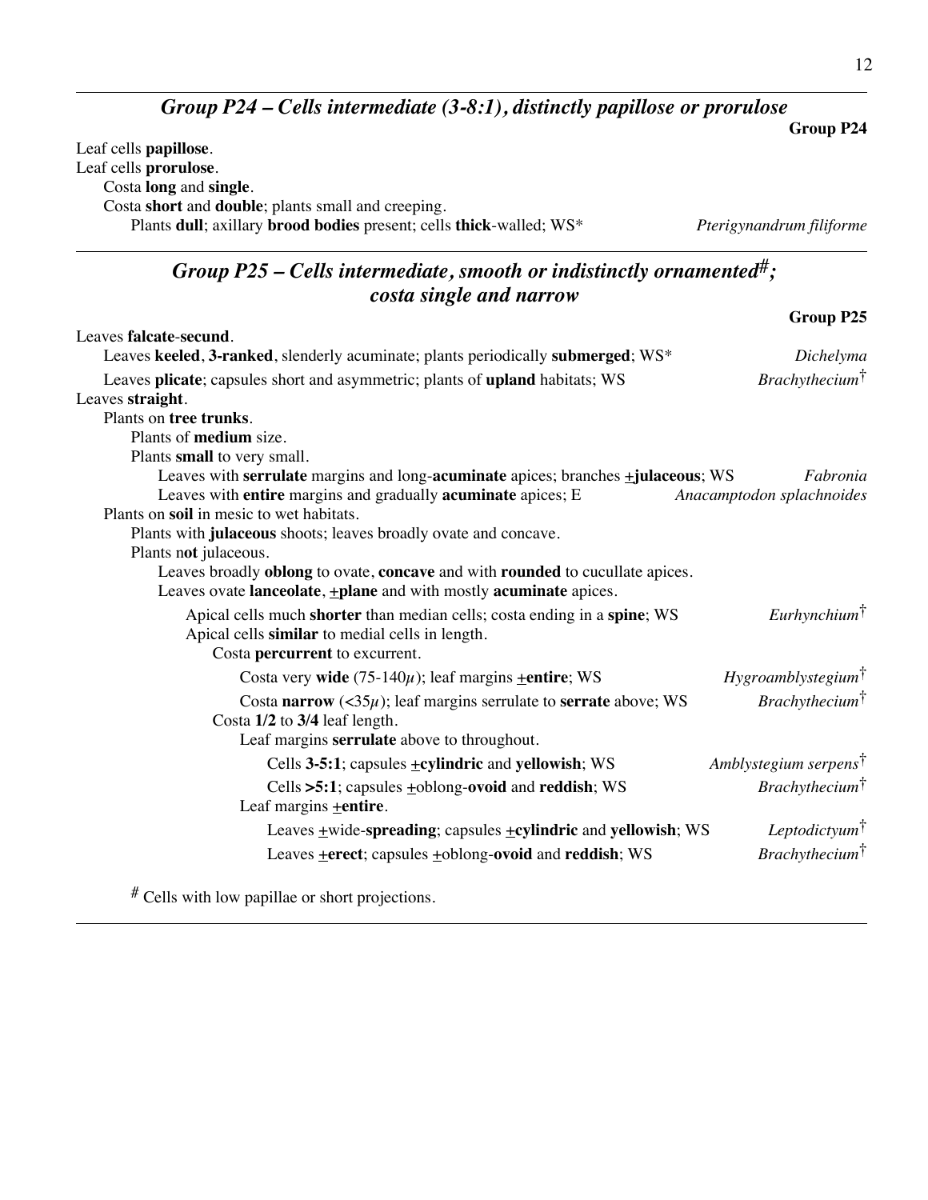## *Group P24 – Cells intermediate (3-8:1), distinctly papillose or prorulose*

**Group P24**

Leaf cells **papillose**.
Leaf cells **prorulose**.
- Costa **long** and **single**.
- Costa **short** and **double**; plants small and creeping.
  - Plants **dull**; axillary **brood bodies** present; cells **thick**-walled; WS* — *Pterigynandrum filiforme*

---

## *Group P25 – Cells intermediate, smooth or indistinctly ornamented#; costa single and narrow*

**Group P25**

Leaves **falcate**-**secund**.
- Leaves **keeled**, **3-ranked**, slenderly acuminate; plants periodically **submerged**; WS* — *Dichelyma*
- Leaves **plicate**; capsules short and asymmetric; plants of **upland** habitats; WS — *Brachythecium*†

Leaves **straight**.
- Plants on **tree trunks**.
  - Plants of **medium** size.
  - Plants **small** to very small.
    - Leaves with **serrulate** margins and long-**acuminate** apices; branches ±**julaceous**; WS — *Fabronia*
    - Leaves with **entire** margins and gradually **acuminate** apices; E — *Anacamptodon splachnoides*
- Plants on **soil** in mesic to wet habitats.
  - Plants with **julaceous** shoots; leaves broadly ovate and concave.
  - Plants n**ot** julaceous.
    - Leaves broadly **oblong** to ovate, **concave** and with **rounded** to cucullate apices.
    - Leaves ovate **lanceolate**, ±**plane** and with mostly **acuminate** apices.
      - Apical cells much **shorter** than median cells; costa ending in a **spine**; WS — *Eurhynchium*†
      - Apical cells **similar** to medial cells in length.
        - Costa **percurrent** to excurrent.
          - Costa very **wide** (75-140$\mu$); leaf margins ±**entire**; WS — *Hygroamblystegium*†
          - Costa **narrow** (<35$\mu$); leaf margins serrulate to **serrate** above; WS — *Brachythecium*†
        - Costa **1/2** to **3/4** leaf length.
          - Leaf margins **serrulate** above to throughout.
            - Cells **3-5:1**; capsules ±**cylindric** and **yellowish**; WS — *Amblystegium serpens*†
            - Cells **>5:1**; capsules ±oblong-**ovoid** and **reddish**; WS — *Brachythecium*†
          - Leaf margins ±**entire**.
            - Leaves ±wide-**spreading**; capsules ±**cylindric** and **yellowish**; WS — *Leptodictyum*†
            - Leaves ±**erect**; capsules ±oblong-**ovoid** and **reddish**; WS — *Brachythecium*†

# Cells with low papillae or short projections.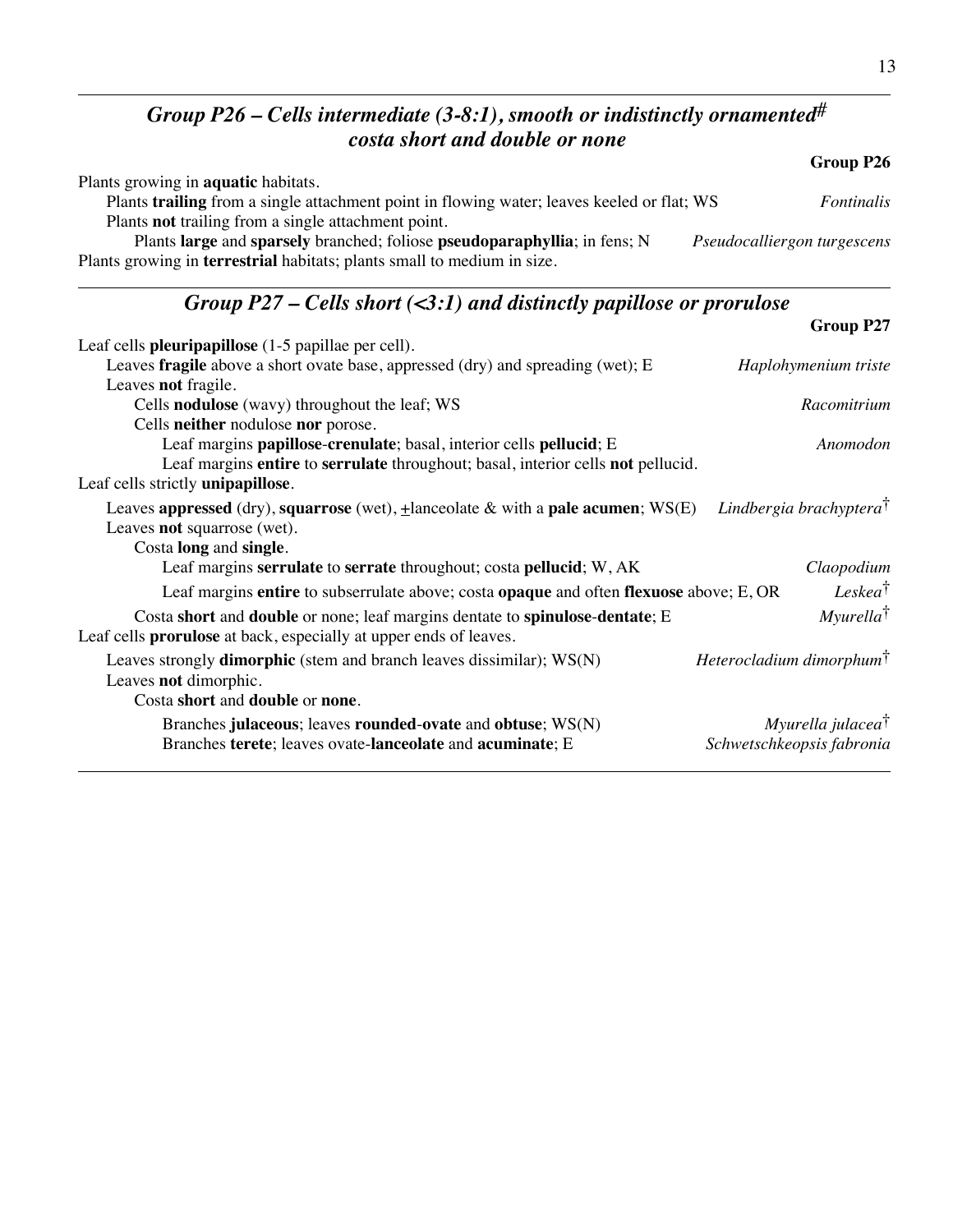## *Group P26 – Cells intermediate (3-8:1), smooth or indistinctly ornamented# costa short and double or none*

**Group P26**

Plants growing in **aquatic** habitats.
  Plants **trailing** from a single attachment point in flowing water; leaves keeled or flat; WS — *Fontinalis*
  Plants **not** trailing from a single attachment point.
    Plants **large** and **sparsely** branched; foliose **pseudoparaphyllia**; in fens; N — *Pseudocalliergon turgescens*
Plants growing in **terrestrial** habitats; plants small to medium in size.

## *Group P27 – Cells short (<3:1) and distinctly papillose or prorulose*

**Group P27**

Leaf cells **pleuripapillose** (1-5 papillae per cell).
  Leaves **fragile** above a short ovate base, appressed (dry) and spreading (wet); E — *Haplohymenium triste*
  Leaves **not** fragile.
    Cells **nodulose** (wavy) throughout the leaf; WS — *Racomitrium*
    Cells **neither** nodulose **nor** porose.
      Leaf margins **papillose**-**crenulate**; basal, interior cells **pellucid**; E — *Anomodon*
      Leaf margins **entire** to **serrulate** throughout; basal, interior cells **not** pellucid.
Leaf cells strictly **unipapillose**.
  Leaves **appressed** (dry), **squarrose** (wet), ±lanceolate & with a **pale acumen**; WS(E) — *Lindbergia brachyptera*†
  Leaves **not** squarrose (wet).
    Costa **long** and **single**.
      Leaf margins **serrulate** to **serrate** throughout; costa **pellucid**; W, AK — *Claopodium*
      Leaf margins **entire** to subserrulate above; costa **opaque** and often **flexuose** above; E, OR — *Leskea*†
    Costa **short** and **double** or none; leaf margins dentate to **spinulose**-**dentate**; E — *Myurella*†
Leaf cells **prorulose** at back, especially at upper ends of leaves.
  Leaves strongly **dimorphic** (stem and branch leaves dissimilar); WS(N) — *Heterocladium dimorphum*†
  Leaves **not** dimorphic.
    Costa **short** and **double** or **none**.
      Branches **julaceous**; leaves **rounded**-**ovate** and **obtuse**; WS(N) — *Myurella julacea*†
      Branches **terete**; leaves ovate-**lanceolate** and **acuminate**; E — *Schwetschkeopsis fabronia*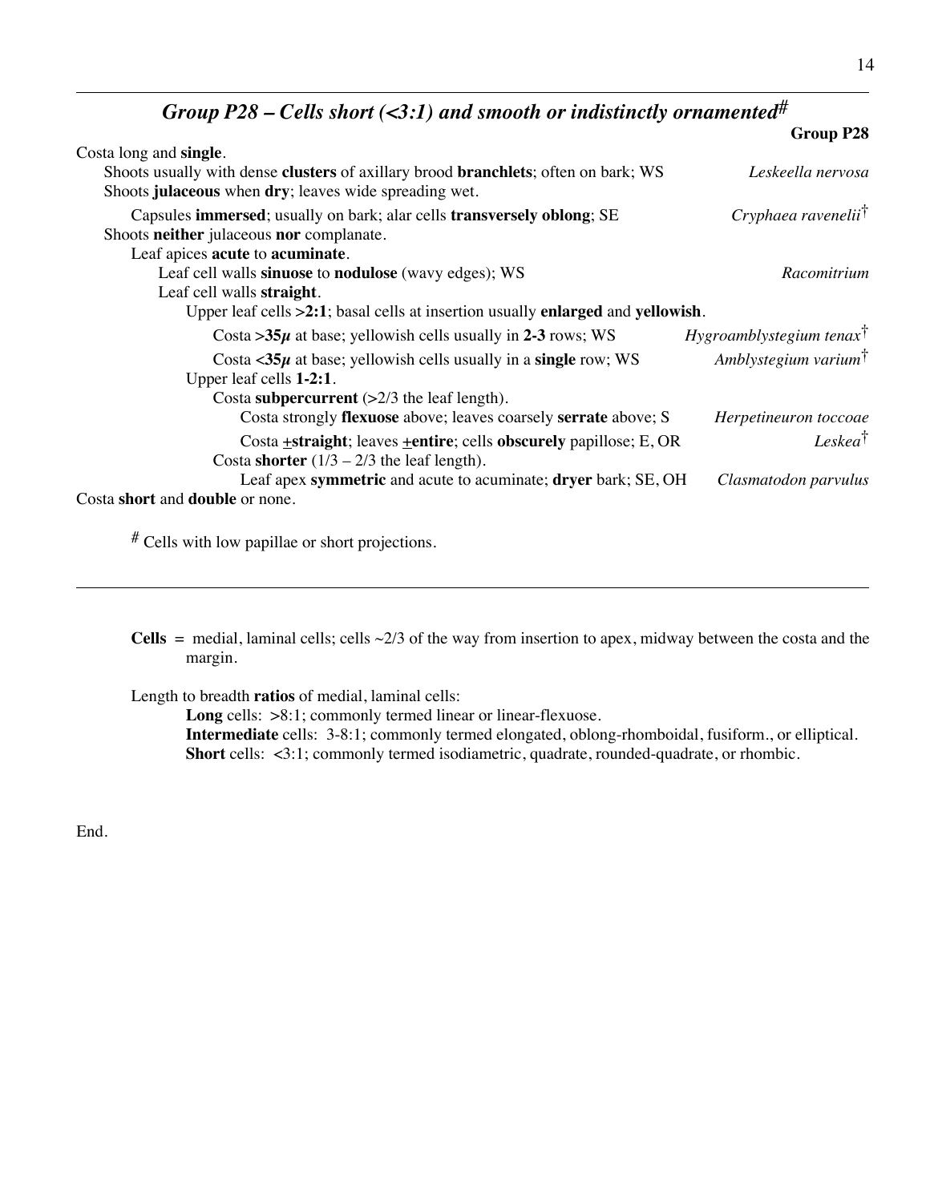## *Group P28 – Cells short (<3:1) and smooth or indistinctly ornamented*[#]

**Group P28**

Costa long and **single**.

- Shoots usually with dense **clusters** of axillary brood **branchlets**; often on bark; WS — *Leskeella nervosa*
- Shoots **julaceous** when **dry**; leaves wide spreading wet.
  - Capsules **immersed**; usually on bark; alar cells **transversely oblong**; SE — *Cryphaea ravenelii*†
- Shoots **neither** julaceous **nor** complanate.
  - Leaf apices **acute** to **acuminate**.
    - Leaf cell walls **sinuose** to **nodulose** (wavy edges); WS — *Racomitrium*
    - Leaf cell walls **straight**.
      - Upper leaf cells **>2:1**; basal cells at insertion usually **enlarged** and **yellowish**.
        - Costa **>35μ** at base; yellowish cells usually in **2-3** rows; WS — *Hygroamblystegium tenax*†
        - Costa **<35μ** at base; yellowish cells usually in a **single** row; WS — *Amblystegium varium*†
      - Upper leaf cells **1-2:1**.
        - Costa **subpercurrent** (>2/3 the leaf length).
          - Costa strongly **flexuose** above; leaves coarsely **serrate** above; S — *Herpetineuron toccoae*
          - Costa **±straight**; leaves **±entire**; cells **obscurely** papillose; E, OR — *Leskea*†
        - Costa **shorter** (1/3 – 2/3 the leaf length).
          - Leaf apex **symmetric** and acute to acuminate; **dryer** bark; SE, OH — *Clasmatodon parvulus*

Costa **short** and **double** or none.

[#] Cells with low papillae or short projections.

---

**Cells** = medial, laminal cells; cells ~2/3 of the way from insertion to apex, midway between the costa and the margin.

Length to breadth **ratios** of medial, laminal cells:

- **Long** cells: >8:1; commonly termed linear or linear-flexuose.
- **Intermediate** cells: 3-8:1; commonly termed elongated, oblong-rhomboidal, fusiform., or elliptical.
- **Short** cells: <3:1; commonly termed isodiametric, quadrate, rounded-quadrate, or rhombic.

End.